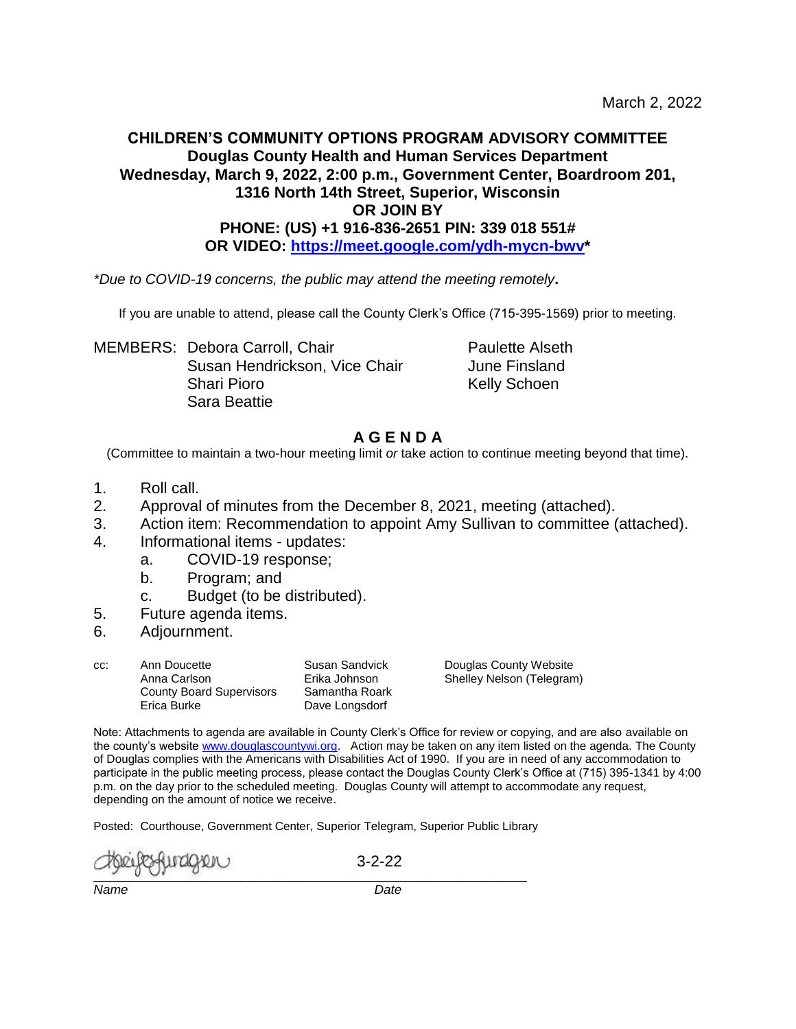March 2, 2022

**CHILDREN'S COMMUNITY OPTIONS PROGRAM ADVISORY COMMITTEE**
**Douglas County Health and Human Services Department**
**Wednesday, March 9, 2022, 2:00 p.m., Government Center, Boardroom 201, 1316 North 14th Street, Superior, Wisconsin**
**OR JOIN BY**
**PHONE: (US) +1 916-836-2651 PIN: 339 018 551#**
**OR VIDEO: [https://meet.google.com/ydh-mycn-bwv](https://meet.google.com/ydh-mycn-bwv)***

*\*Due to COVID-19 concerns, the public may attend the meeting remotely*.

If you are unable to attend, please call the County Clerk's Office (715-395-1569) prior to meeting.

MEMBERS:
- Debora Carroll, Chair
- Susan Hendrickson, Vice Chair
- Shari Pioro
- Sara Beattie
- Paulette Alseth
- June Finsland
- Kelly Schoen

## A G E N D A

(Committee to maintain a two-hour meeting limit *or* take action to continue meeting beyond that time).

1. Roll call.
2. Approval of minutes from the December 8, 2021, meeting (attached).
3. Action item: Recommendation to appoint Amy Sullivan to committee (attached).
4. Informational items - updates:
   a. COVID-19 response;
   b. Program; and
   c. Budget (to be distributed).
5. Future agenda items.
6. Adjournment.

cc:
- Ann Doucette
- Anna Carlson
- County Board Supervisors
- Erica Burke
- Susan Sandvick
- Erika Johnson
- Samantha Roark
- Dave Longsdorf
- Douglas County Website
- Shelley Nelson (Telegram)

Note: Attachments to agenda are available in County Clerk's Office for review or copying, and are also available on the county's website [www.douglascountywi.org](http://www.douglascountywi.org). Action may be taken on any item listed on the agenda. The County of Douglas complies with the Americans with Disabilities Act of 1990. If you are in need of any accommodation to participate in the public meeting process, please contact the Douglas County Clerk's Office at (715) 395-1341 by 4:00 p.m. on the day prior to the scheduled meeting. Douglas County will attempt to accommodate any request, depending on the amount of notice we receive.

Posted: Courthouse, Government Center, Superior Telegram, Superior Public Library

Name: [signature] Date: 3-2-22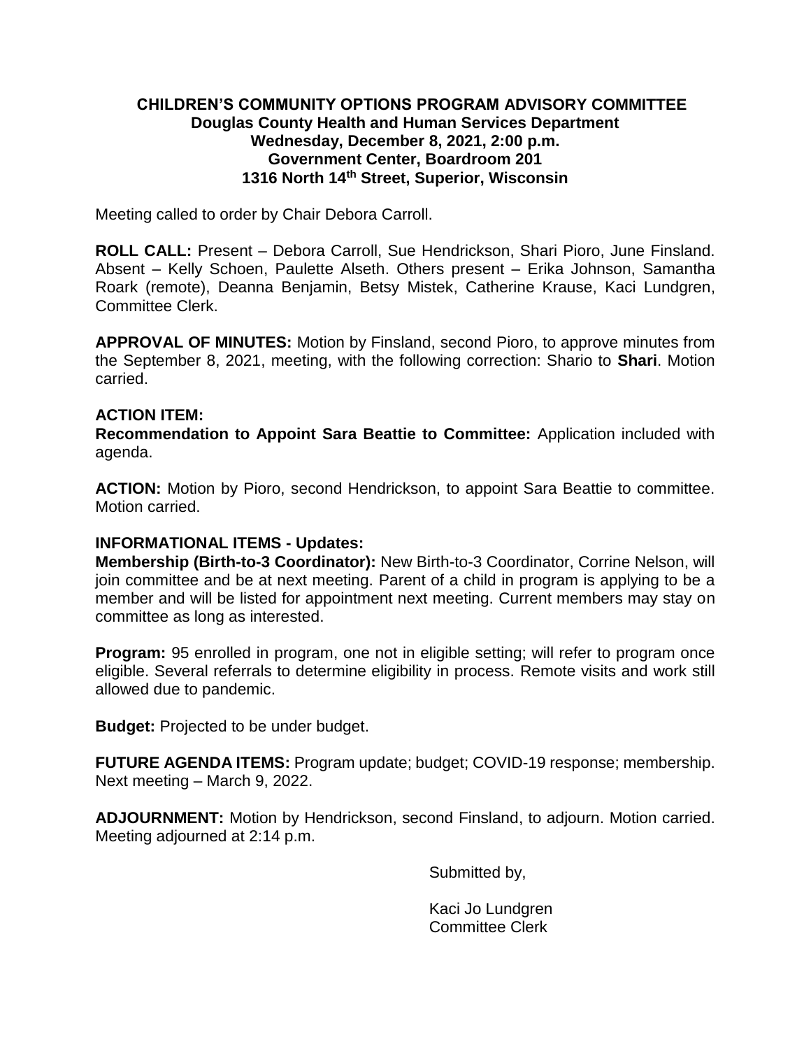**CHILDREN'S COMMUNITY OPTIONS PROGRAM ADVISORY COMMITTEE**
**Douglas County Health and Human Services Department**
**Wednesday, December 8, 2021, 2:00 p.m.**
**Government Center, Boardroom 201**
**1316 North 14th Street, Superior, Wisconsin**

Meeting called to order by Chair Debora Carroll.

**ROLL CALL:** Present – Debora Carroll, Sue Hendrickson, Shari Pioro, June Finsland. Absent – Kelly Schoen, Paulette Alseth. Others present – Erika Johnson, Samantha Roark (remote), Deanna Benjamin, Betsy Mistek, Catherine Krause, Kaci Lundgren, Committee Clerk.

**APPROVAL OF MINUTES:** Motion by Finsland, second Pioro, to approve minutes from the September 8, 2021, meeting, with the following correction: Shario to **Shari**. Motion carried.

**ACTION ITEM:**
**Recommendation to Appoint Sara Beattie to Committee:** Application included with agenda.

**ACTION:** Motion by Pioro, second Hendrickson, to appoint Sara Beattie to committee. Motion carried.

**INFORMATIONAL ITEMS - Updates:**
**Membership (Birth-to-3 Coordinator):** New Birth-to-3 Coordinator, Corrine Nelson, will join committee and be at next meeting. Parent of a child in program is applying to be a member and will be listed for appointment next meeting. Current members may stay on committee as long as interested.

**Program:** 95 enrolled in program, one not in eligible setting; will refer to program once eligible. Several referrals to determine eligibility in process. Remote visits and work still allowed due to pandemic.

**Budget:** Projected to be under budget.

**FUTURE AGENDA ITEMS:** Program update; budget; COVID-19 response; membership. Next meeting – March 9, 2022.

**ADJOURNMENT:** Motion by Hendrickson, second Finsland, to adjourn. Motion carried. Meeting adjourned at 2:14 p.m.

Submitted by,

Kaci Jo Lundgren
Committee Clerk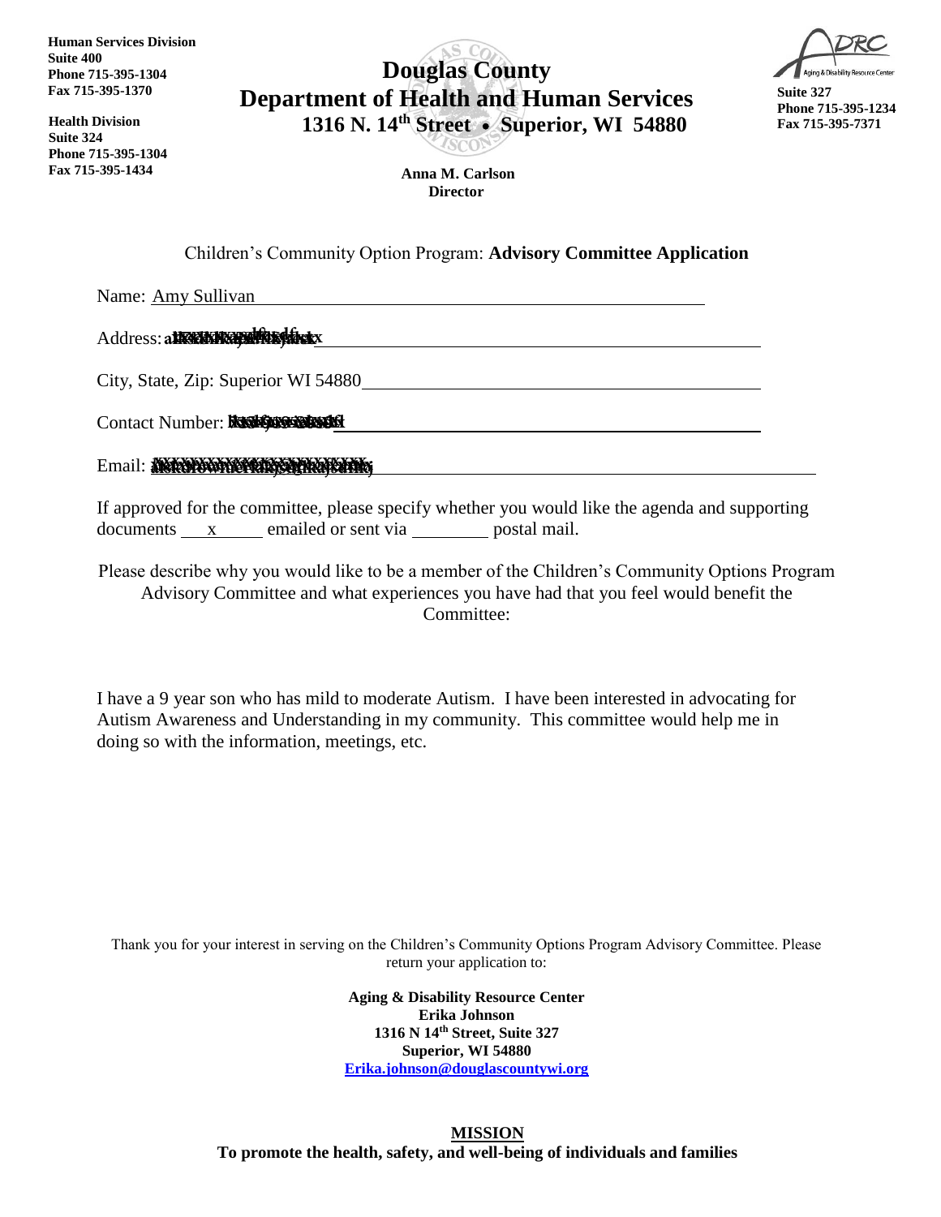**Human Services Division**
**Suite 400**
**Phone 715-395-1304**
**Fax 715-395-1370**

**Health Division**
**Suite 324**
**Phone 715-395-1304**
**Fax 715-395-1434**

# Douglas County
# Department of Health and Human Services
### 1316 N. 14th Street • Superior, WI 54880

**Anna M. Carlson**
**Director**

**Suite 327**
**Phone 715-395-1234**
**Fax 715-395-7371**

Children's Community Option Program: **Advisory Committee Application**

Name: Amy Sullivan

Address: [redacted]

City, State, Zip: Superior WI 54880

Contact Number: [redacted]

Email: [redacted]

If approved for the committee, please specify whether you would like the agenda and supporting documents \_\_x\_\_ emailed or sent via \_\_\_\_\_\_\_\_ postal mail.

Please describe why you would like to be a member of the Children's Community Options Program Advisory Committee and what experiences you have had that you feel would benefit the Committee:

I have a 9 year son who has mild to moderate Autism. I have been interested in advocating for Autism Awareness and Understanding in my community. This committee would help me in doing so with the information, meetings, etc.

Thank you for your interest in serving on the Children's Community Options Program Advisory Committee. Please return your application to:

**Aging & Disability Resource Center**
**Erika Johnson**
**1316 N 14th Street, Suite 327**
**Superior, WI 54880**
**Erika.johnson@douglascountywi.org**

**MISSION**
**To promote the health, safety, and well-being of individuals and families**